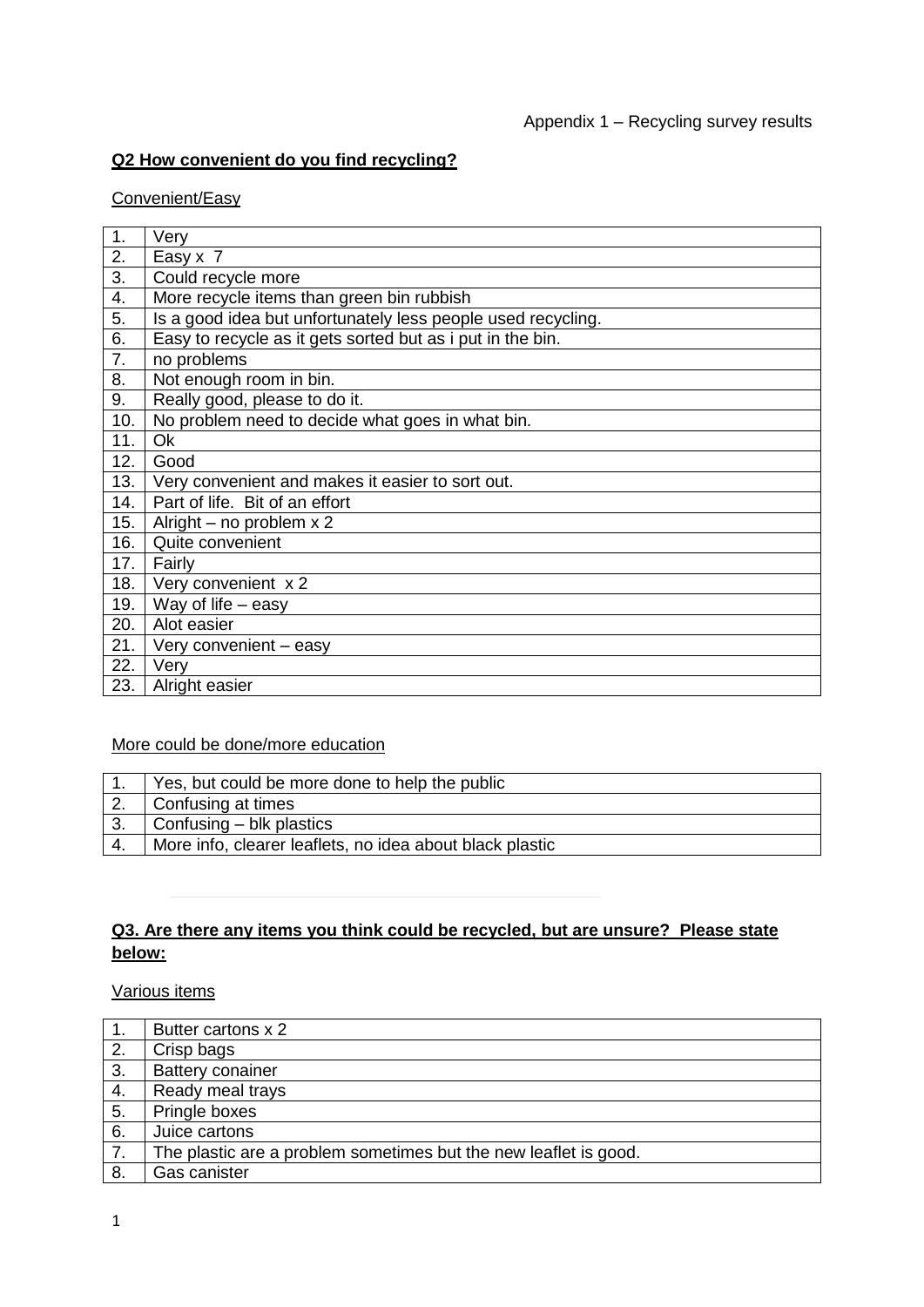Appendix 1 – Recycling survey results

**Q2 How convenient do you find recycling?**

Convenient/Easy

| | |
|---|---|
| 1. | Very |
| 2. | Easy x 7 |
| 3. | Could recycle more |
| 4. | More recycle items than green bin rubbish |
| 5. | Is a good idea but unfortunately less people used recycling. |
| 6. | Easy to recycle as it gets sorted but as i put in the bin. |
| 7. | no problems |
| 8. | Not enough room in bin. |
| 9. | Really good, please to do it. |
| 10. | No problem need to decide what goes in what bin. |
| 11. | Ok |
| 12. | Good |
| 13. | Very convenient and makes it easier to sort out. |
| 14. | Part of life. Bit of an effort |
| 15. | Alright – no problem x 2 |
| 16. | Quite convenient |
| 17. | Fairly |
| 18. | Very convenient x 2 |
| 19. | Way of life – easy |
| 20. | Alot easier |
| 21. | Very convenient – easy |
| 22. | Very |
| 23. | Alright easier |

More could be done/more education

| | |
|---|---|
| 1. | Yes, but could be more done to help the public |
| 2. | Confusing at times |
| 3. | Confusing – blk plastics |
| 4. | More info, clearer leaflets, no idea about black plastic |

**Q3. Are there any items you think could be recycled, but are unsure? Please state below:**

Various items

| | |
|---|---|
| 1. | Butter cartons x 2 |
| 2. | Crisp bags |
| 3. | Battery conainer |
| 4. | Ready meal trays |
| 5. | Pringle boxes |
| 6. | Juice cartons |
| 7. | The plastic are a problem sometimes but the new leaflet is good. |
| 8. | Gas canister |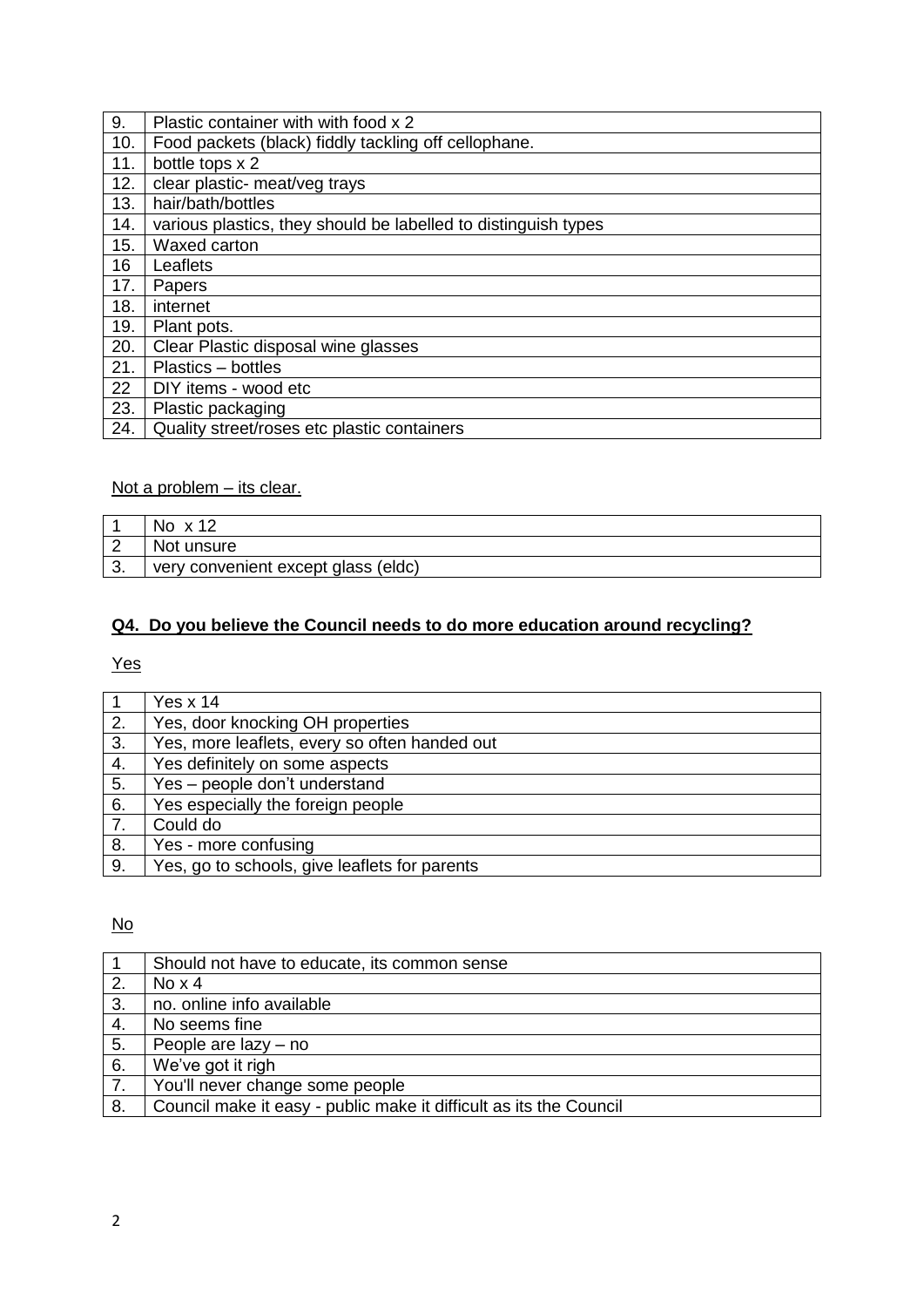| | |
|---|---|
| 9. | Plastic container with with food x 2 |
| 10. | Food packets (black) fiddly tackling off cellophane. |
| 11. | bottle tops x 2 |
| 12. | clear plastic- meat/veg trays |
| 13. | hair/bath/bottles |
| 14. | various plastics, they should be labelled to distinguish types |
| 15. | Waxed carton |
| 16 | Leaflets |
| 17. | Papers |
| 18. | internet |
| 19. | Plant pots. |
| 20. | Clear Plastic disposal wine glasses |
| 21. | Plastics – bottles |
| 22 | DIY items - wood etc |
| 23. | Plastic packaging |
| 24. | Quality street/roses etc plastic containers |

Not a problem – its clear.

| | |
|---|---|
| 1 | No x 12 |
| 2 | Not unsure |
| 3. | very convenient except glass (eldc) |

## Q4. Do you believe the Council needs to do more education around recycling?

Yes

| | |
|---|---|
| 1 | Yes x 14 |
| 2. | Yes, door knocking OH properties |
| 3. | Yes, more leaflets, every so often handed out |
| 4. | Yes definitely on some aspects |
| 5. | Yes – people don't understand |
| 6. | Yes especially the foreign people |
| 7. | Could do |
| 8. | Yes - more confusing |
| 9. | Yes, go to schools, give leaflets for parents |

No

| | |
|---|---|
| 1 | Should not have to educate, its common sense |
| 2. | No x 4 |
| 3. | no. online info available |
| 4. | No seems fine |
| 5. | People are lazy – no |
| 6. | We've got it righ |
| 7. | You'll never change some people |
| 8. | Council make it easy - public make it difficult as its the Council |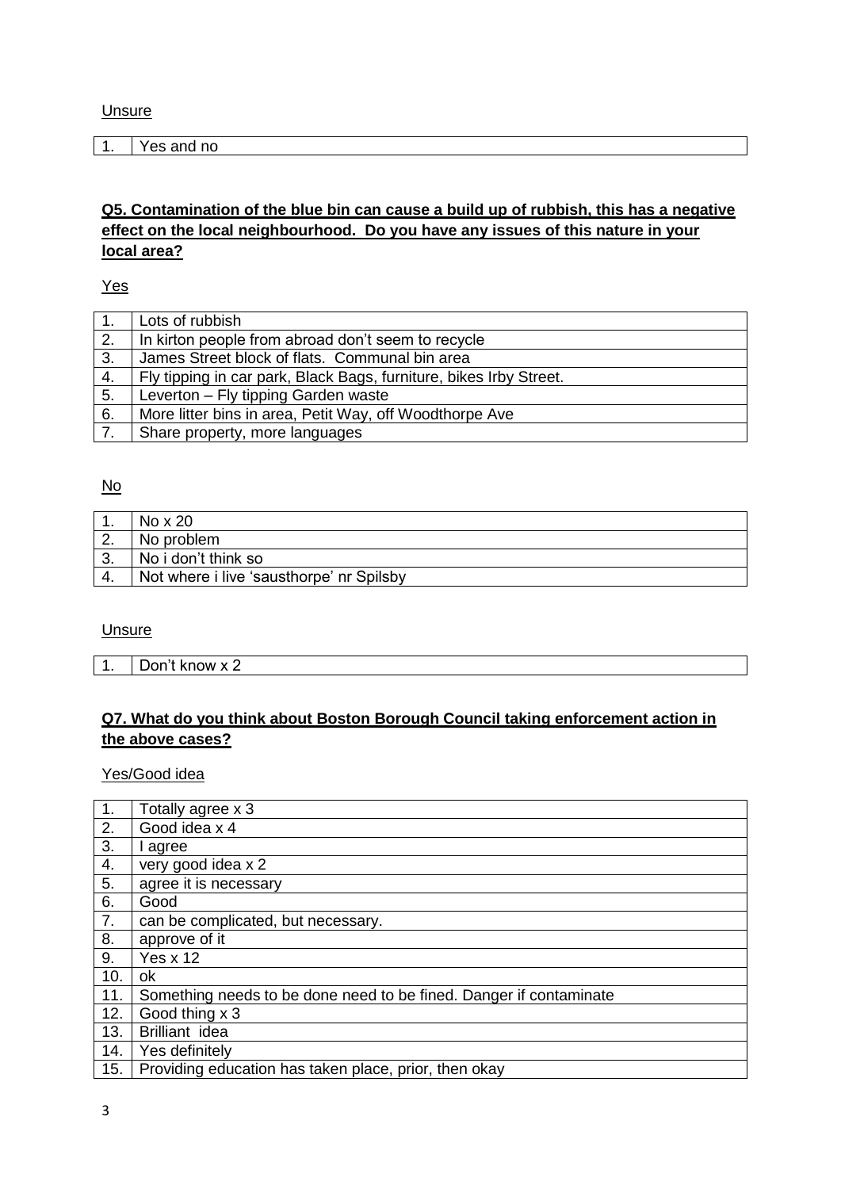<u>Unsure</u>

| | |
|---|---|
| 1. | Yes and no |

**<u>Q5. Contamination of the blue bin can cause a build up of rubbish, this has a negative effect on the local neighbourhood. Do you have any issues of this nature in your local area?</u>**

<u>Yes</u>

| | |
|---|---|
| 1. | Lots of rubbish |
| 2. | In kirton people from abroad don't seem to recycle |
| 3. | James Street block of flats. Communal bin area |
| 4. | Fly tipping in car park, Black Bags, furniture, bikes Irby Street. |
| 5. | Leverton – Fly tipping Garden waste |
| 6. | More litter bins in area, Petit Way, off Woodthorpe Ave |
| 7. | Share property, more languages |

<u>No</u>

| | |
|---|---|
| 1. | No x 20 |
| 2. | No problem |
| 3. | No i don't think so |
| 4. | Not where i live 'sausthorpe' nr Spilsby |

<u>Unsure</u>

| | |
|---|---|
| 1. | Don't know x 2 |

**<u>Q7. What do you think about Boston Borough Council taking enforcement action in the above cases?</u>**

<u>Yes/Good idea</u>

| | |
|---|---|
| 1. | Totally agree x 3 |
| 2. | Good idea x 4 |
| 3. | I agree |
| 4. | very good idea x 2 |
| 5. | agree it is necessary |
| 6. | Good |
| 7. | can be complicated, but necessary. |
| 8. | approve of it |
| 9. | Yes x 12 |
| 10. | ok |
| 11. | Something needs to be done need to be fined. Danger if contaminate |
| 12. | Good thing x 3 |
| 13. | Brilliant idea |
| 14. | Yes definitely |
| 15. | Providing education has taken place, prior, then okay |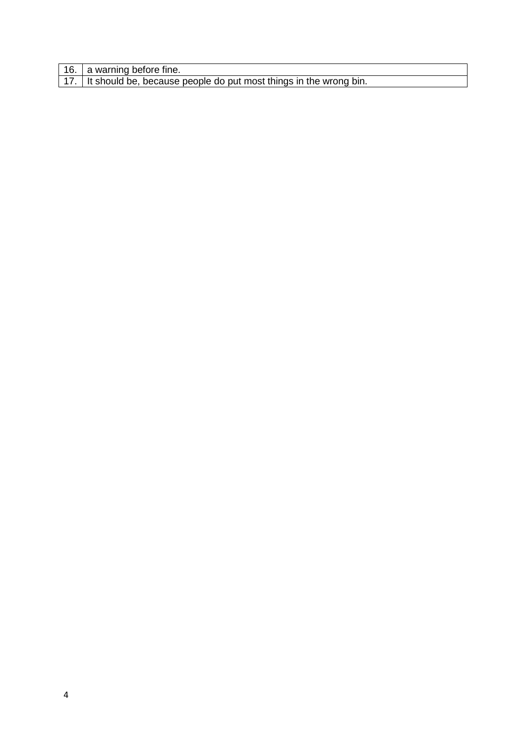| | |
|---|---|
| 16. | a warning before fine. |
| 17. | It should be, because people do put most things in the wrong bin. |